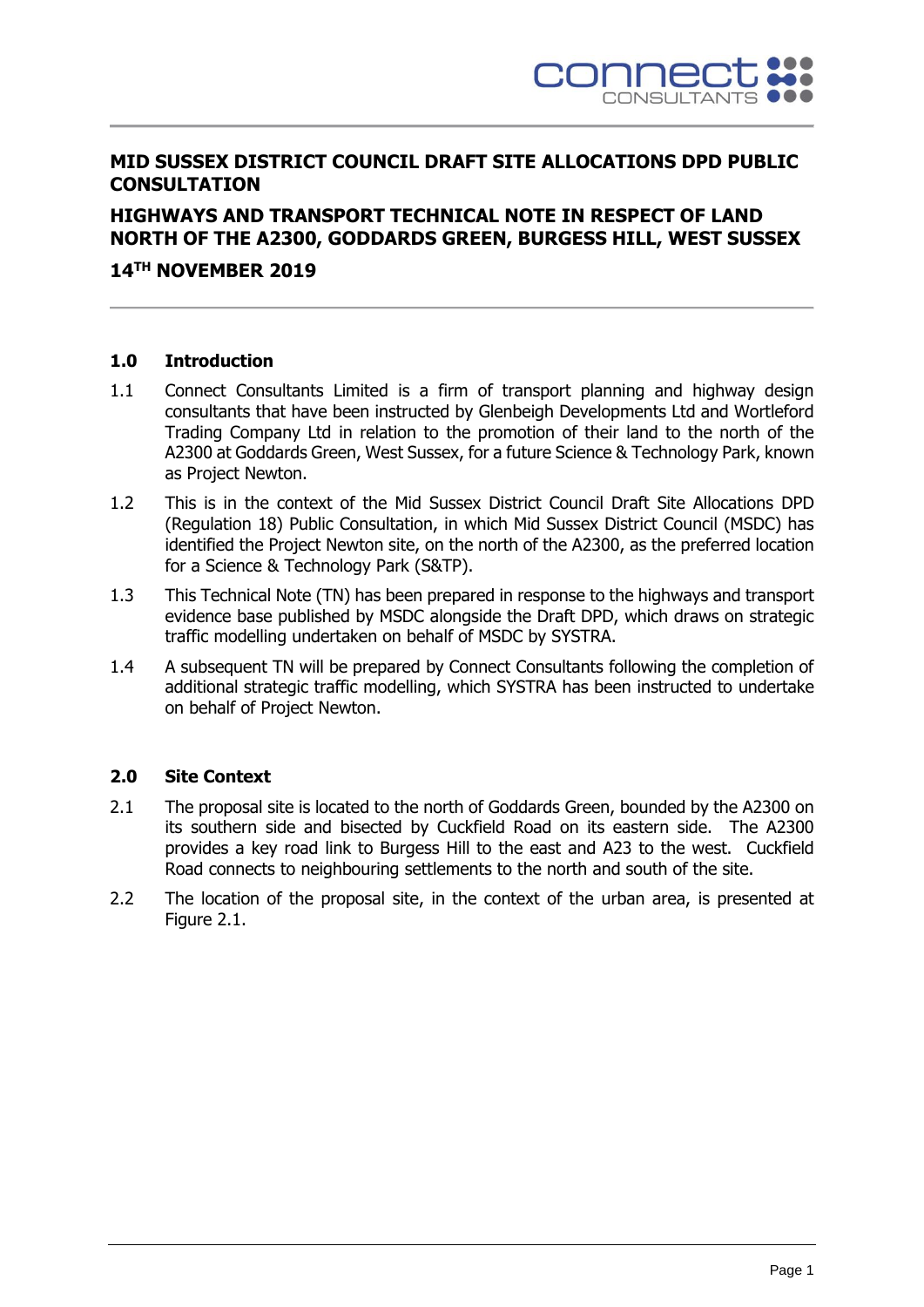# MID SUSSEX DISTRICT COUNCIL DRAFT SITE ALLOCATIONS DPD PUBLIC CONSULTATION

## HIGHWAYS AND TRANSPORT TECHNICAL NOTE IN RESPECT OF LAND NORTH OF THE A2300, GODDARDS GREEN, BURGESS HILL, WEST SUSSEX

## 14TH NOVEMBER 2019

### 1.0 Introduction

1.1 Connect Consultants Limited is a firm of transport planning and highway design consultants that have been instructed by Glenbeigh Developments Ltd and Wortleford Trading Company Ltd in relation to the promotion of their land to the north of the A2300 at Goddards Green, West Sussex, for a future Science & Technology Park, known as Project Newton.

1.2 This is in the context of the Mid Sussex District Council Draft Site Allocations DPD (Regulation 18) Public Consultation, in which Mid Sussex District Council (MSDC) has identified the Project Newton site, on the north of the A2300, as the preferred location for a Science & Technology Park (S&TP).

1.3 This Technical Note (TN) has been prepared in response to the highways and transport evidence base published by MSDC alongside the Draft DPD, which draws on strategic traffic modelling undertaken on behalf of MSDC by SYSTRA.

1.4 A subsequent TN will be prepared by Connect Consultants following the completion of additional strategic traffic modelling, which SYSTRA has been instructed to undertake on behalf of Project Newton.

### 2.0 Site Context

2.1 The proposal site is located to the north of Goddards Green, bounded by the A2300 on its southern side and bisected by Cuckfield Road on its eastern side. The A2300 provides a key road link to Burgess Hill to the east and A23 to the west. Cuckfield Road connects to neighbouring settlements to the north and south of the site.

2.2 The location of the proposal site, in the context of the urban area, is presented at Figure 2.1.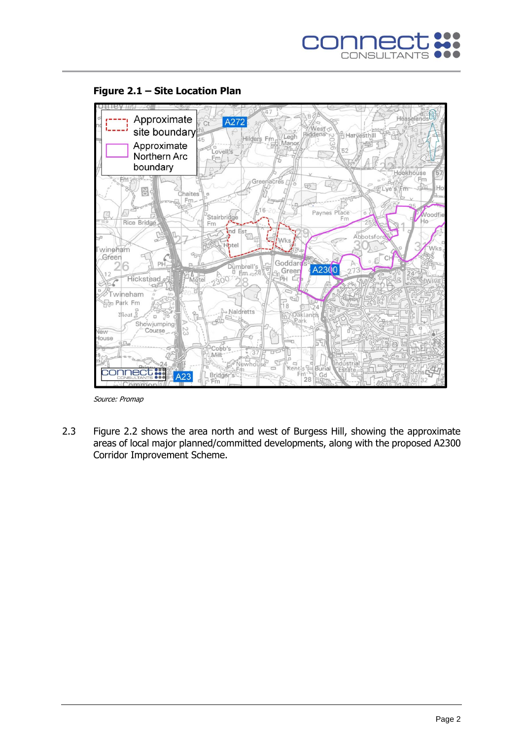**Figure 2.1 – Site Location Plan**

*Source: Promap*

2.3 Figure 2.2 shows the area north and west of Burgess Hill, showing the approximate areas of local major planned/committed developments, along with the proposed A2300 Corridor Improvement Scheme.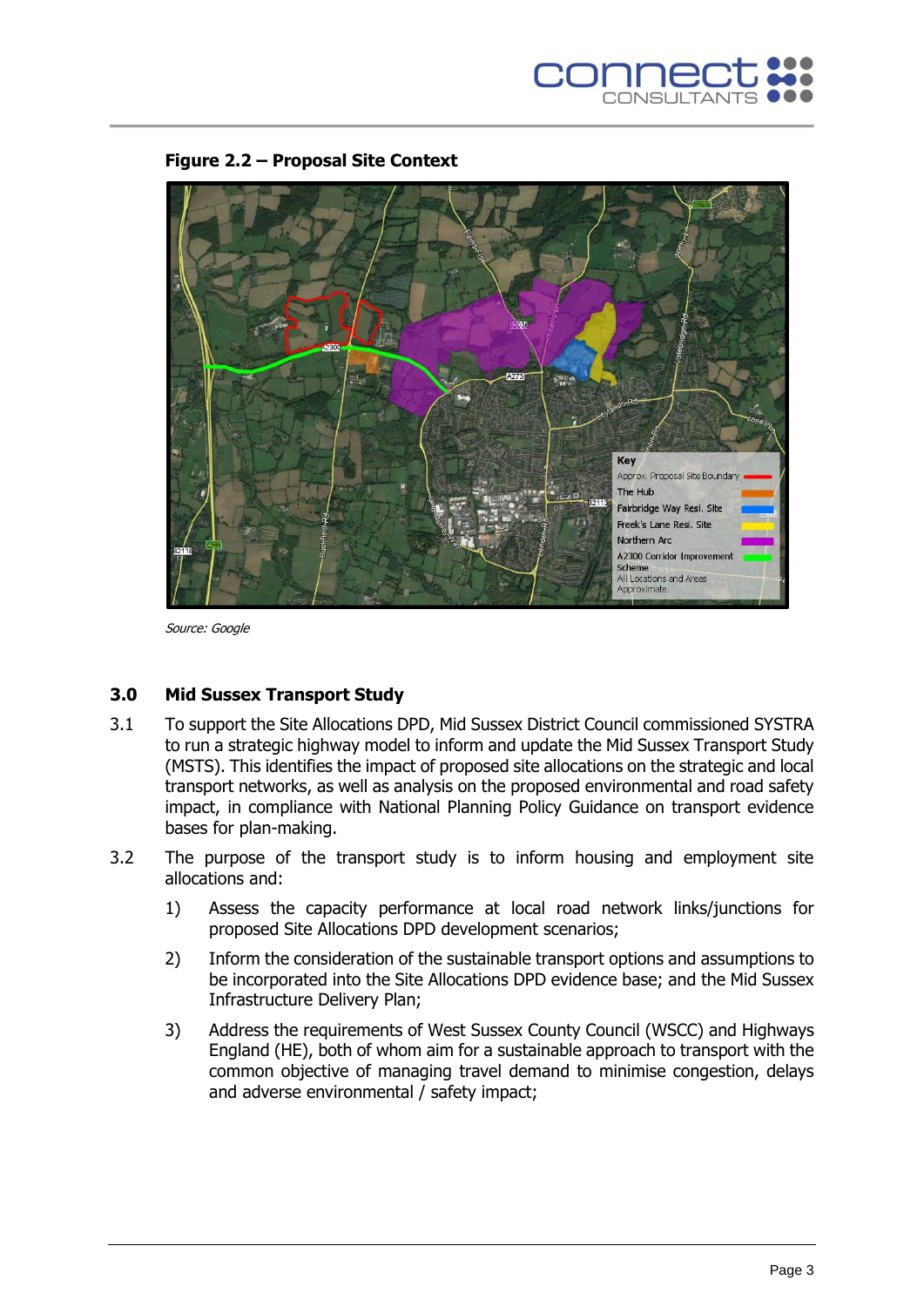**Figure 2.2 – Proposal Site Context**

*Source: Google*

## 3.0 Mid Sussex Transport Study

3.1 To support the Site Allocations DPD, Mid Sussex District Council commissioned SYSTRA to run a strategic highway model to inform and update the Mid Sussex Transport Study (MSTS). This identifies the impact of proposed site allocations on the strategic and local transport networks, as well as analysis on the proposed environmental and road safety impact, in compliance with National Planning Policy Guidance on transport evidence bases for plan-making.

3.2 The purpose of the transport study is to inform housing and employment site allocations and:

1) Assess the capacity performance at local road network links/junctions for proposed Site Allocations DPD development scenarios;

2) Inform the consideration of the sustainable transport options and assumptions to be incorporated into the Site Allocations DPD evidence base; and the Mid Sussex Infrastructure Delivery Plan;

3) Address the requirements of West Sussex County Council (WSCC) and Highways England (HE), both of whom aim for a sustainable approach to transport with the common objective of managing travel demand to minimise congestion, delays and adverse environmental / safety impact;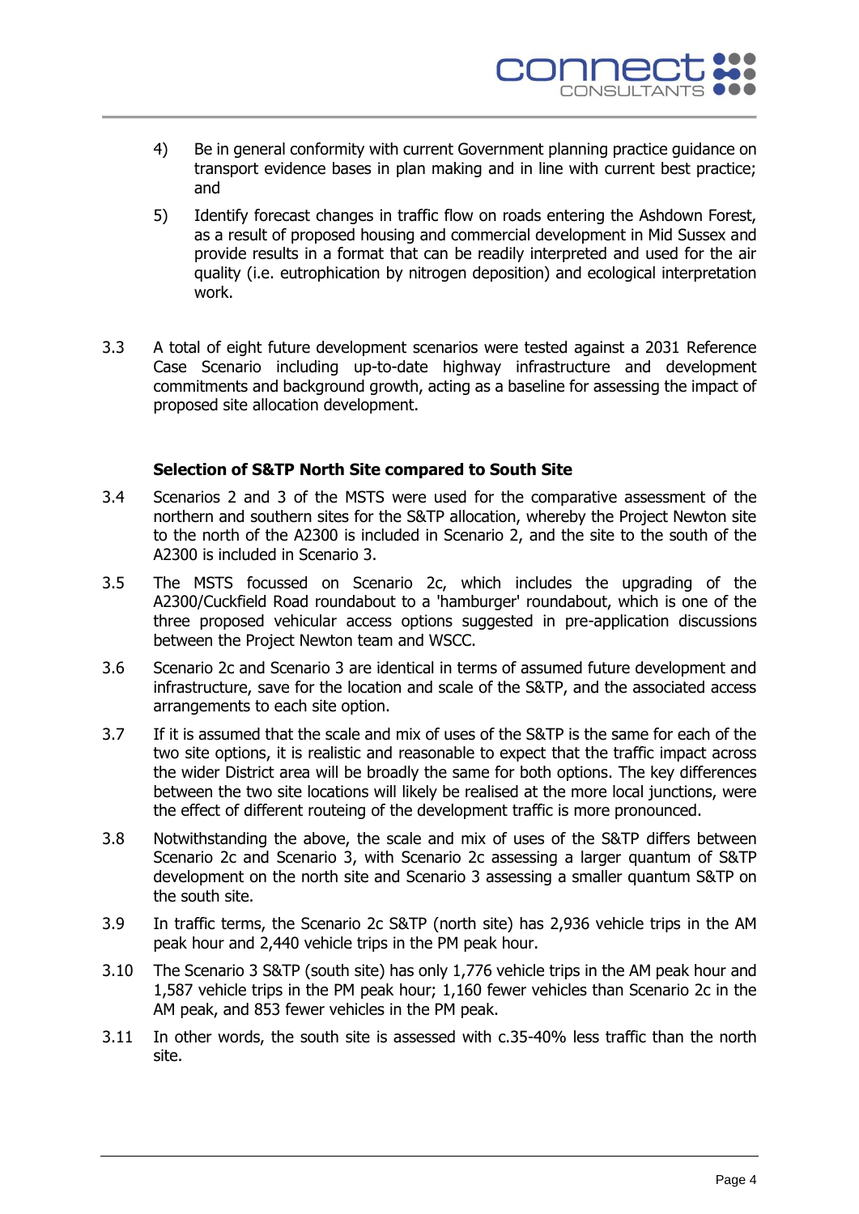4) Be in general conformity with current Government planning practice guidance on transport evidence bases in plan making and in line with current best practice; and

5) Identify forecast changes in traffic flow on roads entering the Ashdown Forest, as a result of proposed housing and commercial development in Mid Sussex and provide results in a format that can be readily interpreted and used for the air quality (i.e. eutrophication by nitrogen deposition) and ecological interpretation work.

3.3 A total of eight future development scenarios were tested against a 2031 Reference Case Scenario including up-to-date highway infrastructure and development commitments and background growth, acting as a baseline for assessing the impact of proposed site allocation development.

**Selection of S&TP North Site compared to South Site**

3.4 Scenarios 2 and 3 of the MSTS were used for the comparative assessment of the northern and southern sites for the S&TP allocation, whereby the Project Newton site to the north of the A2300 is included in Scenario 2, and the site to the south of the A2300 is included in Scenario 3.

3.5 The MSTS focussed on Scenario 2c, which includes the upgrading of the A2300/Cuckfield Road roundabout to a 'hamburger' roundabout, which is one of the three proposed vehicular access options suggested in pre-application discussions between the Project Newton team and WSCC.

3.6 Scenario 2c and Scenario 3 are identical in terms of assumed future development and infrastructure, save for the location and scale of the S&TP, and the associated access arrangements to each site option.

3.7 If it is assumed that the scale and mix of uses of the S&TP is the same for each of the two site options, it is realistic and reasonable to expect that the traffic impact across the wider District area will be broadly the same for both options. The key differences between the two site locations will likely be realised at the more local junctions, were the effect of different routeing of the development traffic is more pronounced.

3.8 Notwithstanding the above, the scale and mix of uses of the S&TP differs between Scenario 2c and Scenario 3, with Scenario 2c assessing a larger quantum of S&TP development on the north site and Scenario 3 assessing a smaller quantum S&TP on the south site.

3.9 In traffic terms, the Scenario 2c S&TP (north site) has 2,936 vehicle trips in the AM peak hour and 2,440 vehicle trips in the PM peak hour.

3.10 The Scenario 3 S&TP (south site) has only 1,776 vehicle trips in the AM peak hour and 1,587 vehicle trips in the PM peak hour; 1,160 fewer vehicles than Scenario 2c in the AM peak, and 853 fewer vehicles in the PM peak.

3.11 In other words, the south site is assessed with c.35-40% less traffic than the north site.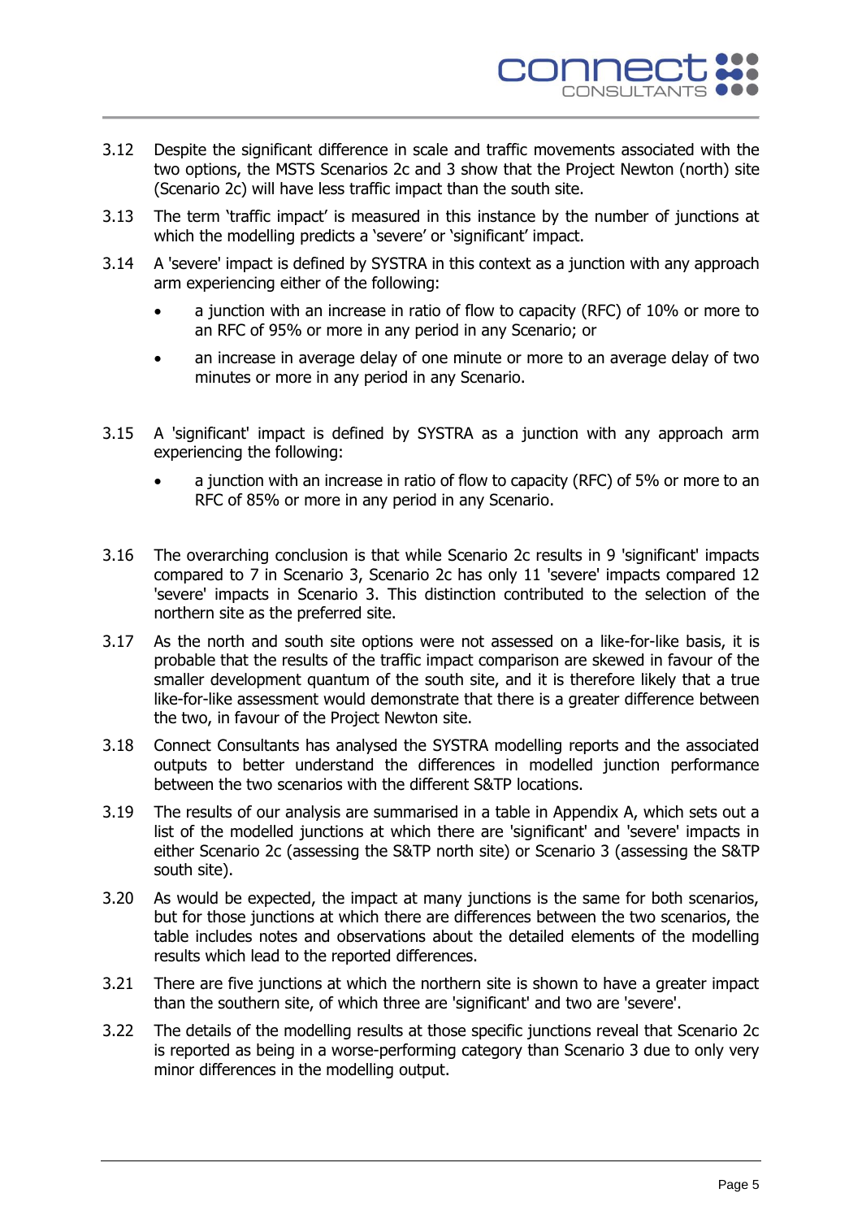3.12 Despite the significant difference in scale and traffic movements associated with the two options, the MSTS Scenarios 2c and 3 show that the Project Newton (north) site (Scenario 2c) will have less traffic impact than the south site.

3.13 The term 'traffic impact' is measured in this instance by the number of junctions at which the modelling predicts a 'severe' or 'significant' impact.

3.14 A 'severe' impact is defined by SYSTRA in this context as a junction with any approach arm experiencing either of the following:

- a junction with an increase in ratio of flow to capacity (RFC) of 10% or more to an RFC of 95% or more in any period in any Scenario; or
- an increase in average delay of one minute or more to an average delay of two minutes or more in any period in any Scenario.

3.15 A 'significant' impact is defined by SYSTRA as a junction with any approach arm experiencing the following:

- a junction with an increase in ratio of flow to capacity (RFC) of 5% or more to an RFC of 85% or more in any period in any Scenario.

3.16 The overarching conclusion is that while Scenario 2c results in 9 'significant' impacts compared to 7 in Scenario 3, Scenario 2c has only 11 'severe' impacts compared 12 'severe' impacts in Scenario 3. This distinction contributed to the selection of the northern site as the preferred site.

3.17 As the north and south site options were not assessed on a like-for-like basis, it is probable that the results of the traffic impact comparison are skewed in favour of the smaller development quantum of the south site, and it is therefore likely that a true like-for-like assessment would demonstrate that there is a greater difference between the two, in favour of the Project Newton site.

3.18 Connect Consultants has analysed the SYSTRA modelling reports and the associated outputs to better understand the differences in modelled junction performance between the two scenarios with the different S&TP locations.

3.19 The results of our analysis are summarised in a table in Appendix A, which sets out a list of the modelled junctions at which there are 'significant' and 'severe' impacts in either Scenario 2c (assessing the S&TP north site) or Scenario 3 (assessing the S&TP south site).

3.20 As would be expected, the impact at many junctions is the same for both scenarios, but for those junctions at which there are differences between the two scenarios, the table includes notes and observations about the detailed elements of the modelling results which lead to the reported differences.

3.21 There are five junctions at which the northern site is shown to have a greater impact than the southern site, of which three are 'significant' and two are 'severe'.

3.22 The details of the modelling results at those specific junctions reveal that Scenario 2c is reported as being in a worse-performing category than Scenario 3 due to only very minor differences in the modelling output.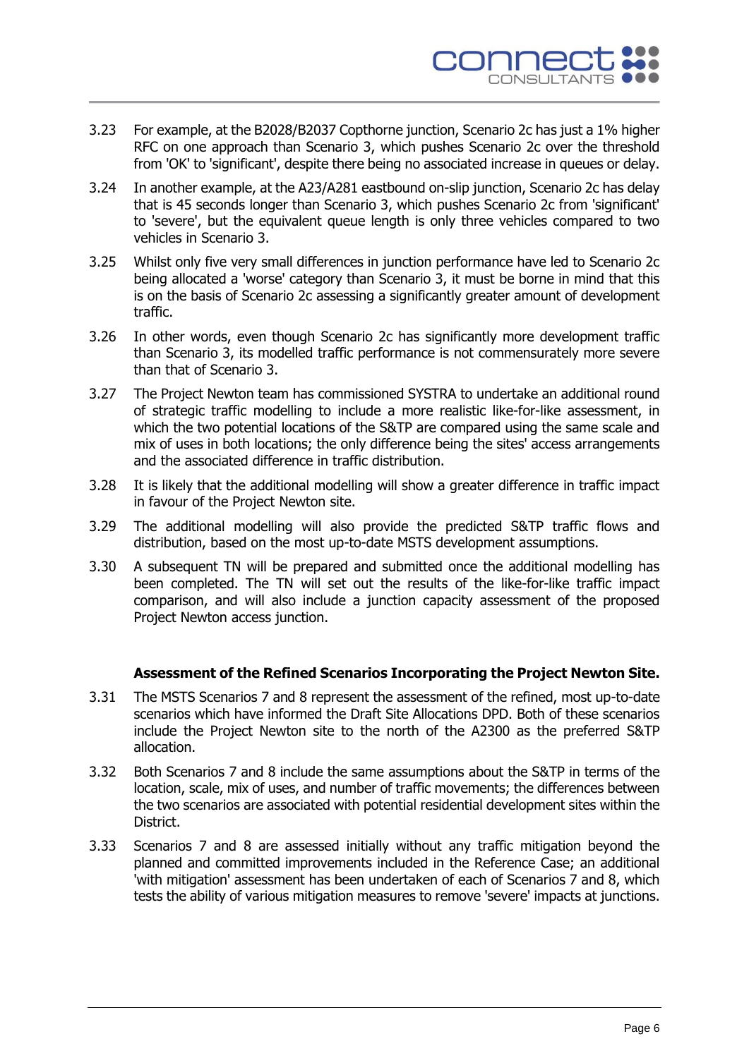3.23 For example, at the B2028/B2037 Copthorne junction, Scenario 2c has just a 1% higher RFC on one approach than Scenario 3, which pushes Scenario 2c over the threshold from 'OK' to 'significant', despite there being no associated increase in queues or delay.

3.24 In another example, at the A23/A281 eastbound on-slip junction, Scenario 2c has delay that is 45 seconds longer than Scenario 3, which pushes Scenario 2c from 'significant' to 'severe', but the equivalent queue length is only three vehicles compared to two vehicles in Scenario 3.

3.25 Whilst only five very small differences in junction performance have led to Scenario 2c being allocated a 'worse' category than Scenario 3, it must be borne in mind that this is on the basis of Scenario 2c assessing a significantly greater amount of development traffic.

3.26 In other words, even though Scenario 2c has significantly more development traffic than Scenario 3, its modelled traffic performance is not commensurately more severe than that of Scenario 3.

3.27 The Project Newton team has commissioned SYSTRA to undertake an additional round of strategic traffic modelling to include a more realistic like-for-like assessment, in which the two potential locations of the S&TP are compared using the same scale and mix of uses in both locations; the only difference being the sites' access arrangements and the associated difference in traffic distribution.

3.28 It is likely that the additional modelling will show a greater difference in traffic impact in favour of the Project Newton site.

3.29 The additional modelling will also provide the predicted S&TP traffic flows and distribution, based on the most up-to-date MSTS development assumptions.

3.30 A subsequent TN will be prepared and submitted once the additional modelling has been completed. The TN will set out the results of the like-for-like traffic impact comparison, and will also include a junction capacity assessment of the proposed Project Newton access junction.

**Assessment of the Refined Scenarios Incorporating the Project Newton Site.**

3.31 The MSTS Scenarios 7 and 8 represent the assessment of the refined, most up-to-date scenarios which have informed the Draft Site Allocations DPD. Both of these scenarios include the Project Newton site to the north of the A2300 as the preferred S&TP allocation.

3.32 Both Scenarios 7 and 8 include the same assumptions about the S&TP in terms of the location, scale, mix of uses, and number of traffic movements; the differences between the two scenarios are associated with potential residential development sites within the District.

3.33 Scenarios 7 and 8 are assessed initially without any traffic mitigation beyond the planned and committed improvements included in the Reference Case; an additional 'with mitigation' assessment has been undertaken of each of Scenarios 7 and 8, which tests the ability of various mitigation measures to remove 'severe' impacts at junctions.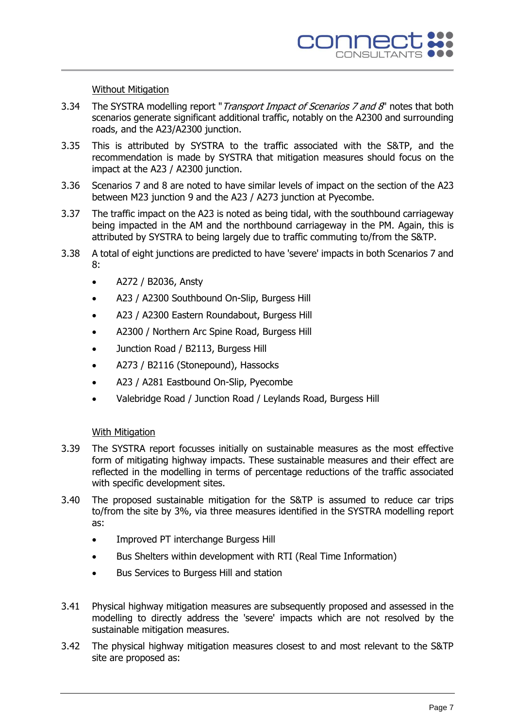Without Mitigation

3.34 The SYSTRA modelling report "*Transport Impact of Scenarios 7 and 8*" notes that both scenarios generate significant additional traffic, notably on the A2300 and surrounding roads, and the A23/A2300 junction.

3.35 This is attributed by SYSTRA to the traffic associated with the S&TP, and the recommendation is made by SYSTRA that mitigation measures should focus on the impact at the A23 / A2300 junction.

3.36 Scenarios 7 and 8 are noted to have similar levels of impact on the section of the A23 between M23 junction 9 and the A23 / A273 junction at Pyecombe.

3.37 The traffic impact on the A23 is noted as being tidal, with the southbound carriageway being impacted in the AM and the northbound carriageway in the PM. Again, this is attributed by SYSTRA to being largely due to traffic commuting to/from the S&TP.

3.38 A total of eight junctions are predicted to have 'severe' impacts in both Scenarios 7 and 8:

- A272 / B2036, Ansty
- A23 / A2300 Southbound On-Slip, Burgess Hill
- A23 / A2300 Eastern Roundabout, Burgess Hill
- A2300 / Northern Arc Spine Road, Burgess Hill
- Junction Road / B2113, Burgess Hill
- A273 / B2116 (Stonepound), Hassocks
- A23 / A281 Eastbound On-Slip, Pyecombe
- Valebridge Road / Junction Road / Leylands Road, Burgess Hill

With Mitigation

3.39 The SYSTRA report focusses initially on sustainable measures as the most effective form of mitigating highway impacts. These sustainable measures and their effect are reflected in the modelling in terms of percentage reductions of the traffic associated with specific development sites.

3.40 The proposed sustainable mitigation for the S&TP is assumed to reduce car trips to/from the site by 3%, via three measures identified in the SYSTRA modelling report as:

- Improved PT interchange Burgess Hill
- Bus Shelters within development with RTI (Real Time Information)
- Bus Services to Burgess Hill and station

3.41 Physical highway mitigation measures are subsequently proposed and assessed in the modelling to directly address the 'severe' impacts which are not resolved by the sustainable mitigation measures.

3.42 The physical highway mitigation measures closest to and most relevant to the S&TP site are proposed as: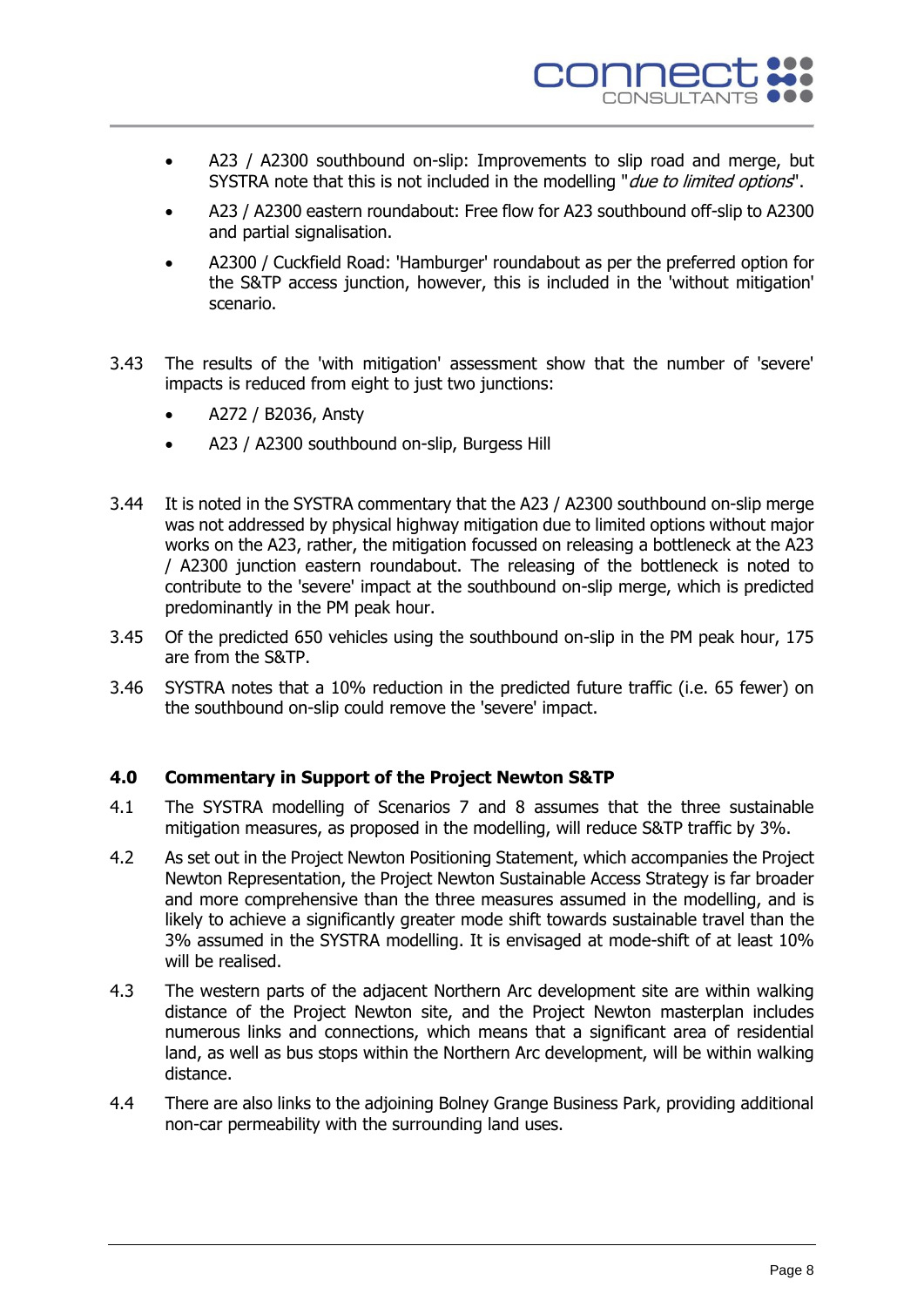- A23 / A2300 southbound on-slip: Improvements to slip road and merge, but SYSTRA note that this is not included in the modelling "*due to limited options*".
- A23 / A2300 eastern roundabout: Free flow for A23 southbound off-slip to A2300 and partial signalisation.
- A2300 / Cuckfield Road: 'Hamburger' roundabout as per the preferred option for the S&TP access junction, however, this is included in the 'without mitigation' scenario.

3.43 The results of the 'with mitigation' assessment show that the number of 'severe' impacts is reduced from eight to just two junctions:

- A272 / B2036, Ansty
- A23 / A2300 southbound on-slip, Burgess Hill

3.44 It is noted in the SYSTRA commentary that the A23 / A2300 southbound on-slip merge was not addressed by physical highway mitigation due to limited options without major works on the A23, rather, the mitigation focussed on releasing a bottleneck at the A23 / A2300 junction eastern roundabout. The releasing of the bottleneck is noted to contribute to the 'severe' impact at the southbound on-slip merge, which is predicted predominantly in the PM peak hour.

3.45 Of the predicted 650 vehicles using the southbound on-slip in the PM peak hour, 175 are from the S&TP.

3.46 SYSTRA notes that a 10% reduction in the predicted future traffic (i.e. 65 fewer) on the southbound on-slip could remove the 'severe' impact.

## 4.0 Commentary in Support of the Project Newton S&TP

4.1 The SYSTRA modelling of Scenarios 7 and 8 assumes that the three sustainable mitigation measures, as proposed in the modelling, will reduce S&TP traffic by 3%.

4.2 As set out in the Project Newton Positioning Statement, which accompanies the Project Newton Representation, the Project Newton Sustainable Access Strategy is far broader and more comprehensive than the three measures assumed in the modelling, and is likely to achieve a significantly greater mode shift towards sustainable travel than the 3% assumed in the SYSTRA modelling. It is envisaged at mode-shift of at least 10% will be realised.

4.3 The western parts of the adjacent Northern Arc development site are within walking distance of the Project Newton site, and the Project Newton masterplan includes numerous links and connections, which means that a significant area of residential land, as well as bus stops within the Northern Arc development, will be within walking distance.

4.4 There are also links to the adjoining Bolney Grange Business Park, providing additional non-car permeability with the surrounding land uses.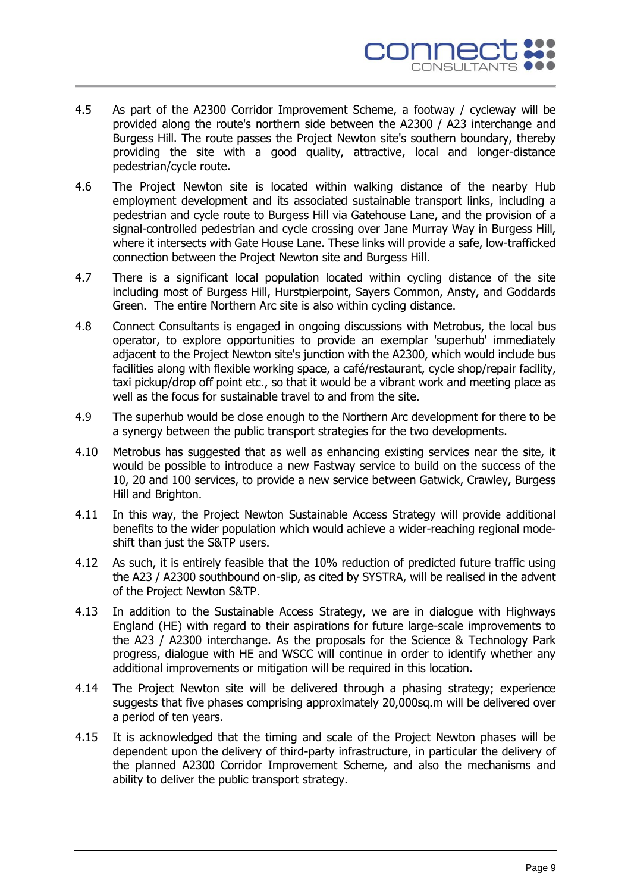4.5 As part of the A2300 Corridor Improvement Scheme, a footway / cycleway will be provided along the route's northern side between the A2300 / A23 interchange and Burgess Hill. The route passes the Project Newton site's southern boundary, thereby providing the site with a good quality, attractive, local and longer-distance pedestrian/cycle route.

4.6 The Project Newton site is located within walking distance of the nearby Hub employment development and its associated sustainable transport links, including a pedestrian and cycle route to Burgess Hill via Gatehouse Lane, and the provision of a signal-controlled pedestrian and cycle crossing over Jane Murray Way in Burgess Hill, where it intersects with Gate House Lane. These links will provide a safe, low-trafficked connection between the Project Newton site and Burgess Hill.

4.7 There is a significant local population located within cycling distance of the site including most of Burgess Hill, Hurstpierpoint, Sayers Common, Ansty, and Goddards Green. The entire Northern Arc site is also within cycling distance.

4.8 Connect Consultants is engaged in ongoing discussions with Metrobus, the local bus operator, to explore opportunities to provide an exemplar 'superhub' immediately adjacent to the Project Newton site's junction with the A2300, which would include bus facilities along with flexible working space, a café/restaurant, cycle shop/repair facility, taxi pickup/drop off point etc., so that it would be a vibrant work and meeting place as well as the focus for sustainable travel to and from the site.

4.9 The superhub would be close enough to the Northern Arc development for there to be a synergy between the public transport strategies for the two developments.

4.10 Metrobus has suggested that as well as enhancing existing services near the site, it would be possible to introduce a new Fastway service to build on the success of the 10, 20 and 100 services, to provide a new service between Gatwick, Crawley, Burgess Hill and Brighton.

4.11 In this way, the Project Newton Sustainable Access Strategy will provide additional benefits to the wider population which would achieve a wider-reaching regional mode-shift than just the S&TP users.

4.12 As such, it is entirely feasible that the 10% reduction of predicted future traffic using the A23 / A2300 southbound on-slip, as cited by SYSTRA, will be realised in the advent of the Project Newton S&TP.

4.13 In addition to the Sustainable Access Strategy, we are in dialogue with Highways England (HE) with regard to their aspirations for future large-scale improvements to the A23 / A2300 interchange. As the proposals for the Science & Technology Park progress, dialogue with HE and WSCC will continue in order to identify whether any additional improvements or mitigation will be required in this location.

4.14 The Project Newton site will be delivered through a phasing strategy; experience suggests that five phases comprising approximately 20,000sq.m will be delivered over a period of ten years.

4.15 It is acknowledged that the timing and scale of the Project Newton phases will be dependent upon the delivery of third-party infrastructure, in particular the delivery of the planned A2300 Corridor Improvement Scheme, and also the mechanisms and ability to deliver the public transport strategy.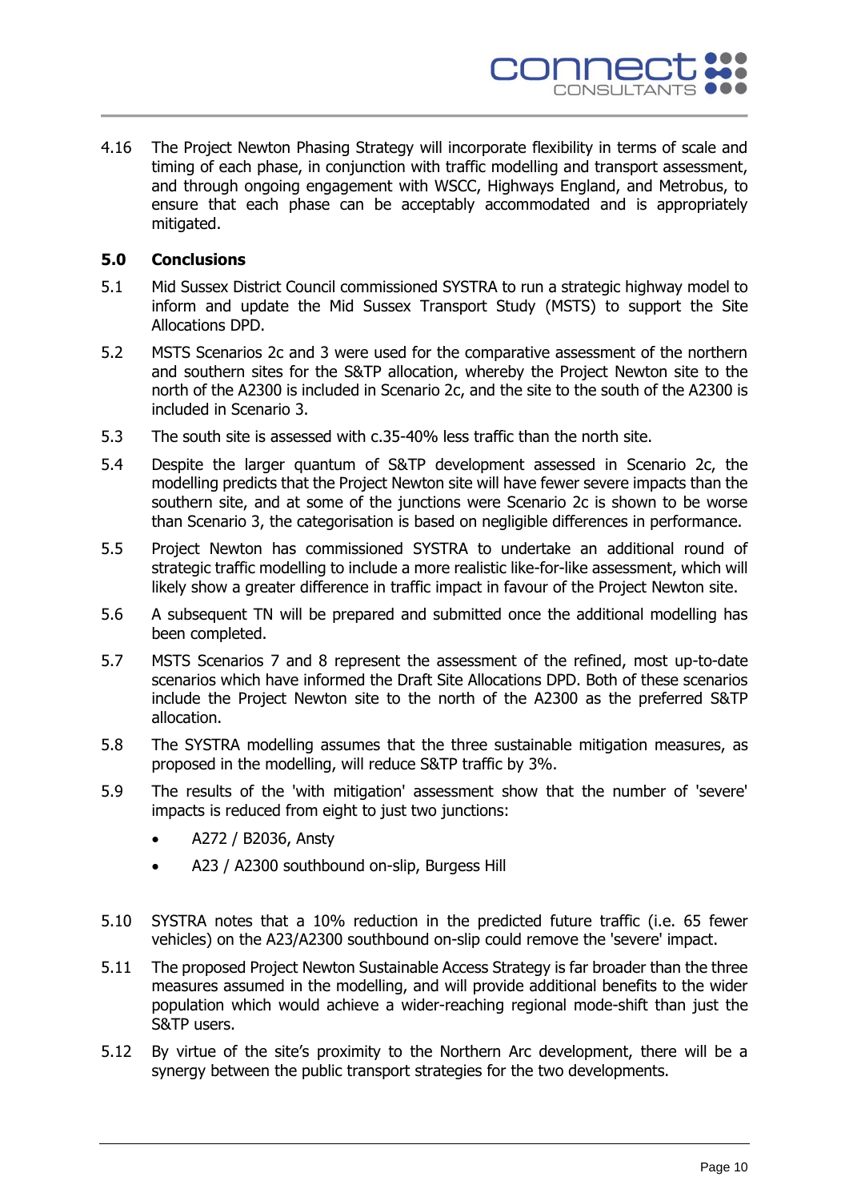4.16 The Project Newton Phasing Strategy will incorporate flexibility in terms of scale and timing of each phase, in conjunction with traffic modelling and transport assessment, and through ongoing engagement with WSCC, Highways England, and Metrobus, to ensure that each phase can be acceptably accommodated and is appropriately mitigated.

## 5.0 Conclusions

5.1 Mid Sussex District Council commissioned SYSTRA to run a strategic highway model to inform and update the Mid Sussex Transport Study (MSTS) to support the Site Allocations DPD.

5.2 MSTS Scenarios 2c and 3 were used for the comparative assessment of the northern and southern sites for the S&TP allocation, whereby the Project Newton site to the north of the A2300 is included in Scenario 2c, and the site to the south of the A2300 is included in Scenario 3.

5.3 The south site is assessed with c.35-40% less traffic than the north site.

5.4 Despite the larger quantum of S&TP development assessed in Scenario 2c, the modelling predicts that the Project Newton site will have fewer severe impacts than the southern site, and at some of the junctions were Scenario 2c is shown to be worse than Scenario 3, the categorisation is based on negligible differences in performance.

5.5 Project Newton has commissioned SYSTRA to undertake an additional round of strategic traffic modelling to include a more realistic like-for-like assessment, which will likely show a greater difference in traffic impact in favour of the Project Newton site.

5.6 A subsequent TN will be prepared and submitted once the additional modelling has been completed.

5.7 MSTS Scenarios 7 and 8 represent the assessment of the refined, most up-to-date scenarios which have informed the Draft Site Allocations DPD. Both of these scenarios include the Project Newton site to the north of the A2300 as the preferred S&TP allocation.

5.8 The SYSTRA modelling assumes that the three sustainable mitigation measures, as proposed in the modelling, will reduce S&TP traffic by 3%.

5.9 The results of the 'with mitigation' assessment show that the number of 'severe' impacts is reduced from eight to just two junctions:

- A272 / B2036, Ansty
- A23 / A2300 southbound on-slip, Burgess Hill

5.10 SYSTRA notes that a 10% reduction in the predicted future traffic (i.e. 65 fewer vehicles) on the A23/A2300 southbound on-slip could remove the 'severe' impact.

5.11 The proposed Project Newton Sustainable Access Strategy is far broader than the three measures assumed in the modelling, and will provide additional benefits to the wider population which would achieve a wider-reaching regional mode-shift than just the S&TP users.

5.12 By virtue of the site's proximity to the Northern Arc development, there will be a synergy between the public transport strategies for the two developments.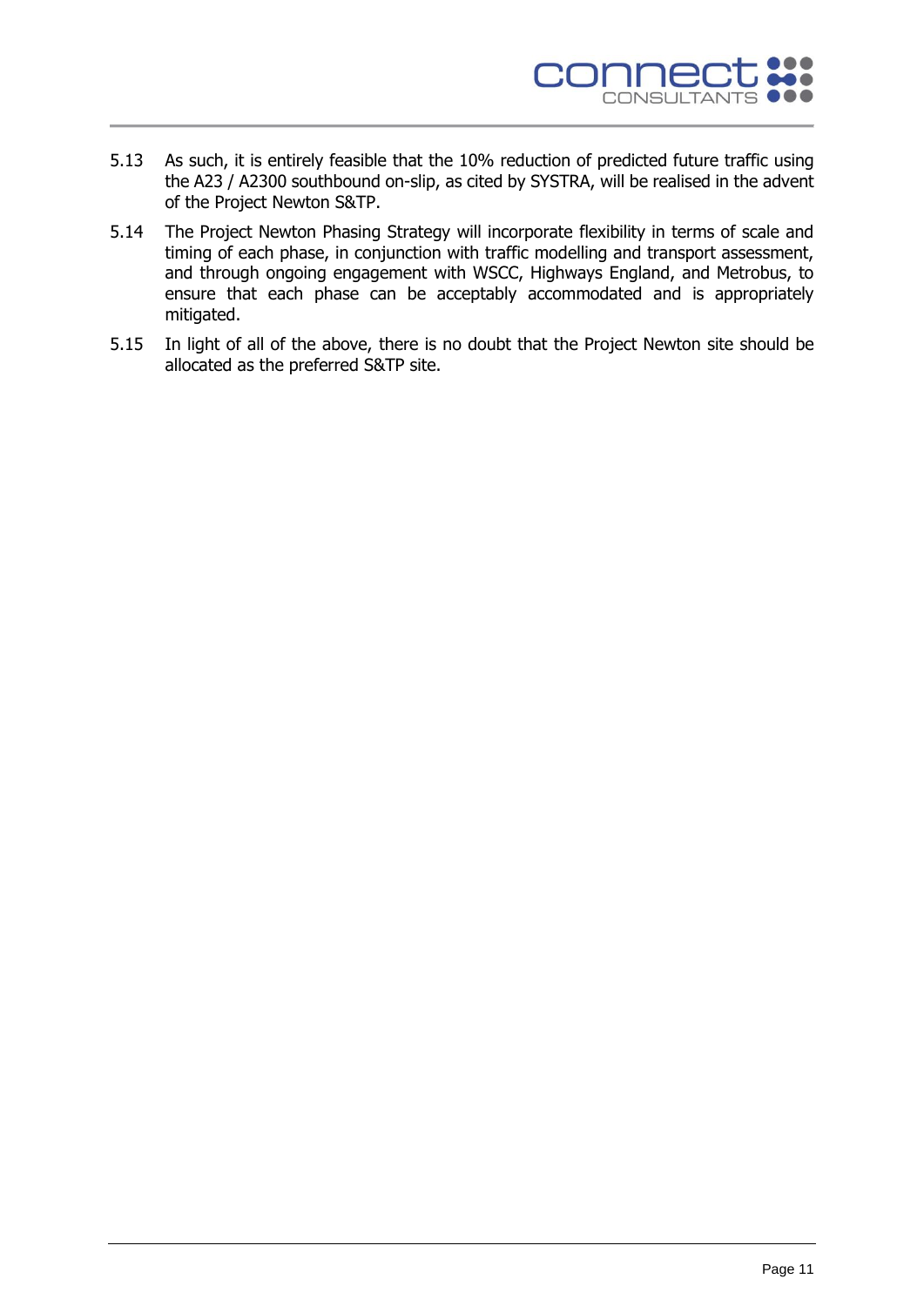5.13 As such, it is entirely feasible that the 10% reduction of predicted future traffic using the A23 / A2300 southbound on-slip, as cited by SYSTRA, will be realised in the advent of the Project Newton S&TP.

5.14 The Project Newton Phasing Strategy will incorporate flexibility in terms of scale and timing of each phase, in conjunction with traffic modelling and transport assessment, and through ongoing engagement with WSCC, Highways England, and Metrobus, to ensure that each phase can be acceptably accommodated and is appropriately mitigated.

5.15 In light of all of the above, there is no doubt that the Project Newton site should be allocated as the preferred S&TP site.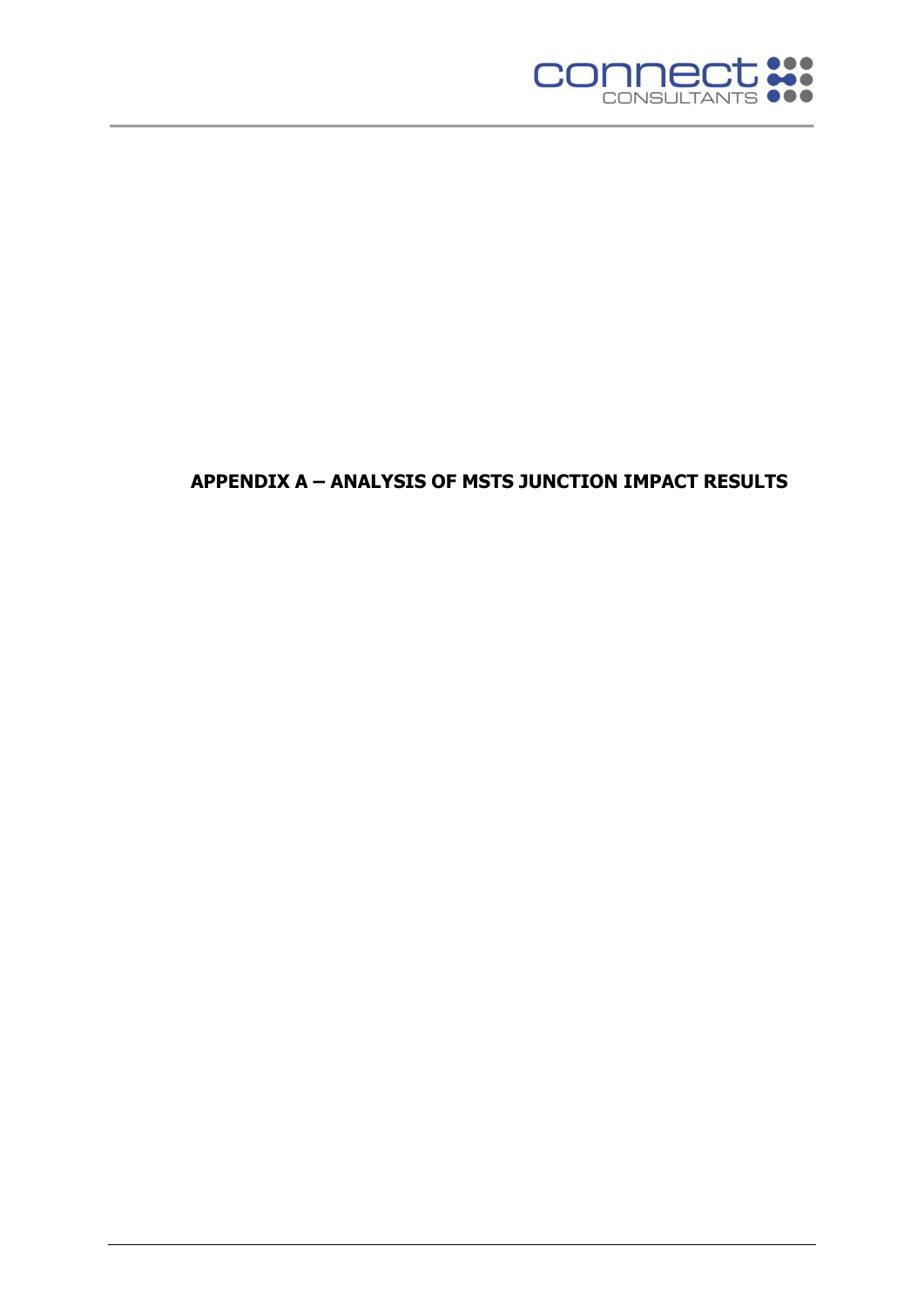# APPENDIX A – ANALYSIS OF MSTS JUNCTION IMPACT RESULTS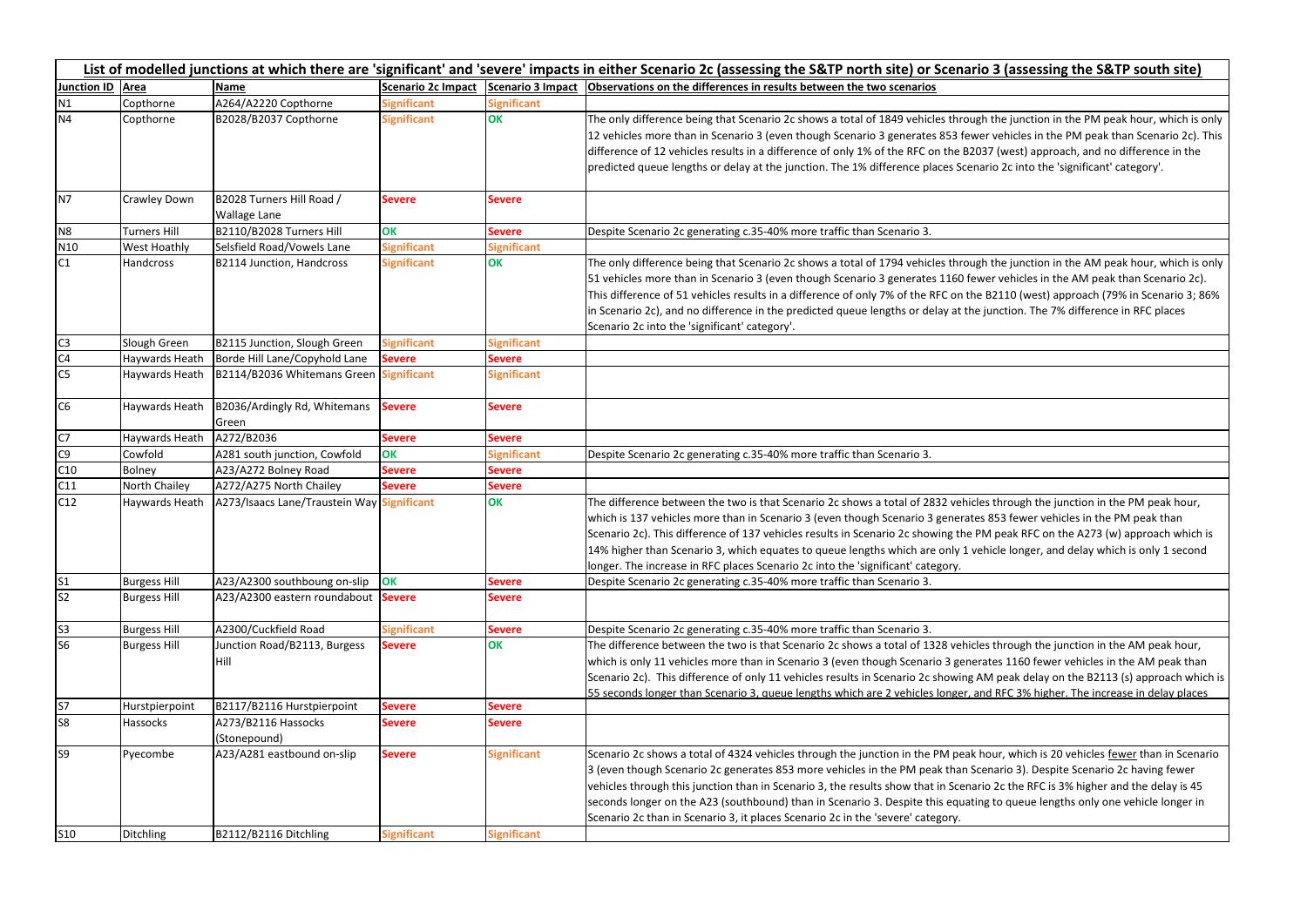## List of modelled junctions at which there are 'significant' and 'severe' impacts in either Scenario 2c (assessing the S&TP north site) or Scenario 3 (assessing the S&TP south site)

| Junction ID | Area | Name | Scenario 2c Impact | Scenario 3 Impact | Observations on the differences in results between the two scenarios |
|---|---|---|---|---|---|
| N1 | Copthorne | A264/A2220 Copthorne | Significant | Significant | |
| N4 | Copthorne | B2028/B2037 Copthorne | Significant | OK | The only difference being that Scenario 2c shows a total of 1849 vehicles through the junction in the PM peak hour, which is only 12 vehicles more than in Scenario 3 (even though Scenario 3 generates 853 fewer vehicles in the PM peak than Scenario 2c). This difference of 12 vehicles results in a difference of only 1% of the RFC on the B2037 (west) approach, and no difference in the predicted queue lengths or delay at the junction. The 1% difference places Scenario 2c into the 'significant' category'. |
| N7 | Crawley Down | B2028 Turners Hill Road / Wallage Lane | Severe | Severe | |
| N8 | Turners Hill | B2110/B2028 Turners Hill | OK | Severe | Despite Scenario 2c generating c.35-40% more traffic than Scenario 3. |
| N10 | West Hoathly | Selsfield Road/Vowels Lane | Significant | Significant | |
| C1 | Handcross | B2114 Junction, Handcross | Significant | OK | The only difference being that Scenario 2c shows a total of 1794 vehicles through the junction in the AM peak hour, which is only 51 vehicles more than in Scenario 3 (even though Scenario 3 generates 1160 fewer vehicles in the AM peak than Scenario 2c). This difference of 51 vehicles results in a difference of only 7% of the RFC on the B2110 (west) approach (79% in Scenario 3; 86% in Scenario 2c), and no difference in the predicted queue lengths or delay at the junction. The 7% difference in RFC places Scenario 2c into the 'significant' category'. |
| C3 | Slough Green | B2115 Junction, Slough Green | Significant | Significant | |
| C4 | Haywards Heath | Borde Hill Lane/Copyhold Lane | Severe | Severe | |
| C5 | Haywards Heath | B2114/B2036 Whitemans Green | Significant | Significant | |
| C6 | Haywards Heath | B2036/Ardingly Rd, Whitemans Green | Severe | Severe | |
| C7 | Haywards Heath | A272/B2036 | Severe | Severe | |
| C9 | Cowfold | A281 south junction, Cowfold | OK | Significant | Despite Scenario 2c generating c.35-40% more traffic than Scenario 3. |
| C10 | Bolney | A23/A272 Bolney Road | Severe | Severe | |
| C11 | North Chailey | A272/A275 North Chailey | Severe | Severe | |
| C12 | Haywards Heath | A273/Isaacs Lane/Traustein Way | Significant | OK | The difference between the two is that Scenario 2c shows a total of 2832 vehicles through the junction in the PM peak hour, which is 137 vehicles more than in Scenario 3 (even though Scenario 3 generates 853 fewer vehicles in the PM peak than Scenario 2c). This difference of 137 vehicles results in Scenario 2c showing the PM peak RFC on the A273 (w) approach which is 14% higher than Scenario 3, which equates to queue lengths which are only 1 vehicle longer, and delay which is only 1 second longer. The increase in RFC places Scenario 2c into the 'significant' category. |
| S1 | Burgess Hill | A23/A2300 southboung on-slip | OK | Severe | Despite Scenario 2c generating c.35-40% more traffic than Scenario 3. |
| S2 | Burgess Hill | A23/A2300 eastern roundabout | Severe | Severe | |
| S3 | Burgess Hill | A2300/Cuckfield Road | Significant | Severe | Despite Scenario 2c generating c.35-40% more traffic than Scenario 3. |
| S6 | Burgess Hill | Junction Road/B2113, Burgess Hill | Severe | OK | The difference between the two is that Scenario 2c shows a total of 1328 vehicles through the junction in the AM peak hour, which is only 11 vehicles more than in Scenario 3 (even though Scenario 3 generates 1160 fewer vehicles in the AM peak than Scenario 2c). This difference of only 11 vehicles results in Scenario 2c showing AM peak delay on the B2113 (s) approach which is 55 seconds longer than Scenario 3, queue lengths which are 2 vehicles longer, and RFC 3% higher. The increase in delay places |
| S7 | Hurstpierpoint | B2117/B2116 Hurstpierpoint | Severe | Severe | |
| S8 | Hassocks | A273/B2116 Hassocks (Stonepound) | Severe | Severe | |
| S9 | Pyecombe | A23/A281 eastbound on-slip | Severe | Significant | Scenario 2c shows a total of 4324 vehicles through the junction in the PM peak hour, which is 20 vehicles fewer than in Scenario 3 (even though Scenario 2c generates 853 more vehicles in the PM peak than Scenario 3). Despite Scenario 2c having fewer vehicles through this junction than in Scenario 3, the results show that in Scenario 2c the RFC is 3% higher and the delay is 45 seconds longer on the A23 (southbound) than in Scenario 3. Despite this equating to queue lengths only one vehicle longer in Scenario 2c than in Scenario 3, it places Scenario 2c in the 'severe' category. |
| S10 | Ditchling | B2112/B2116 Ditchling | Significant | Significant | |